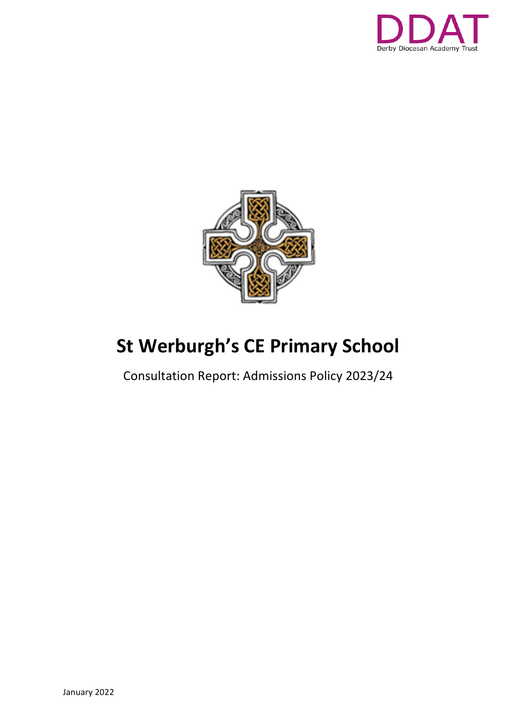DDAT

Derby Diocesan Academy Trust

# St Werburgh's CE Primary School

Consultation Report: Admissions Policy 2023/24

January 2022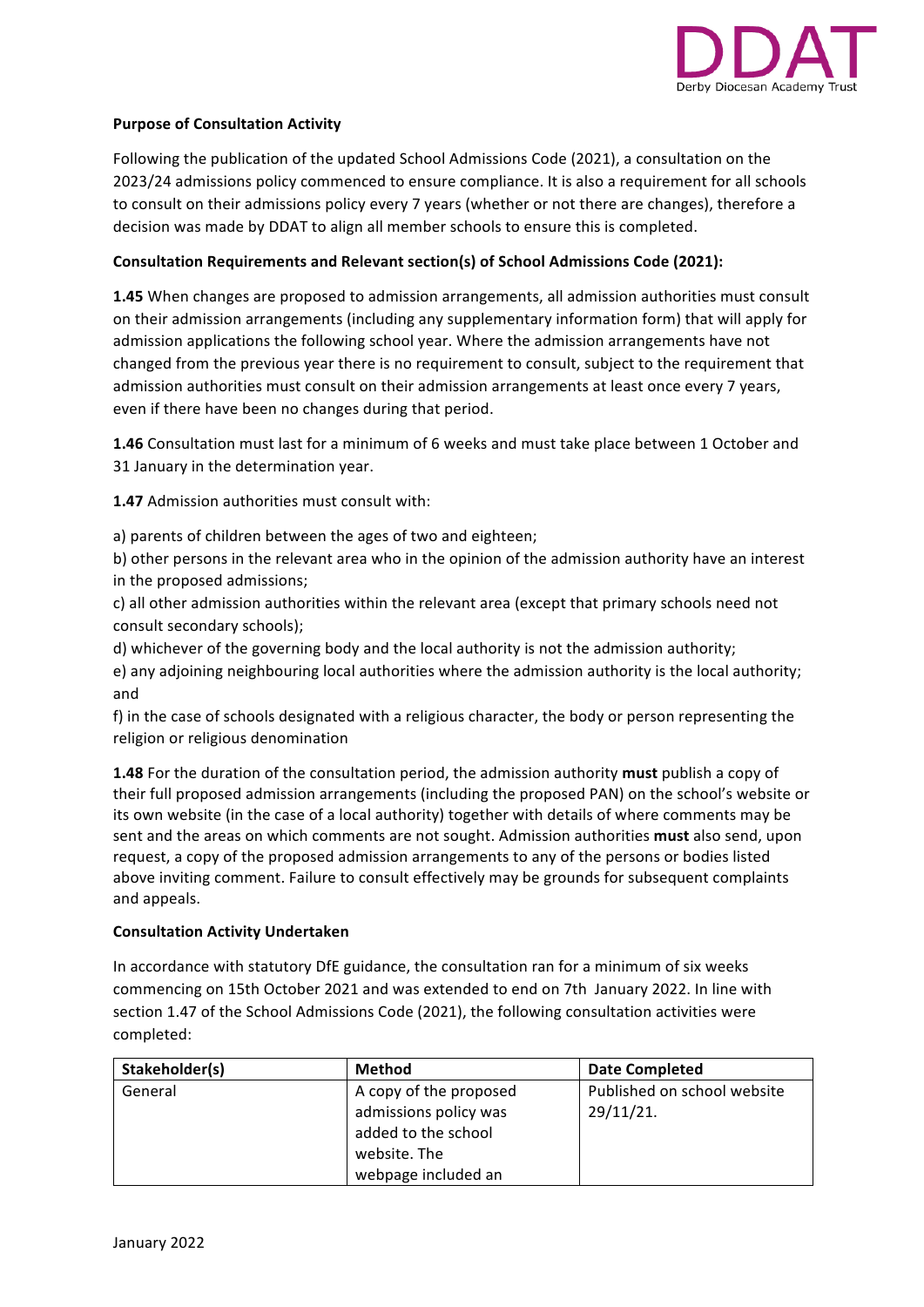**Purpose of Consultation Activity**

Following the publication of the updated School Admissions Code (2021), a consultation on the 2023/24 admissions policy commenced to ensure compliance. It is also a requirement for all schools to consult on their admissions policy every 7 years (whether or not there are changes), therefore a decision was made by DDAT to align all member schools to ensure this is completed.

**Consultation Requirements and Relevant section(s) of School Admissions Code (2021):**

**1.45** When changes are proposed to admission arrangements, all admission authorities must consult on their admission arrangements (including any supplementary information form) that will apply for admission applications the following school year. Where the admission arrangements have not changed from the previous year there is no requirement to consult, subject to the requirement that admission authorities must consult on their admission arrangements at least once every 7 years, even if there have been no changes during that period.

**1.46** Consultation must last for a minimum of 6 weeks and must take place between 1 October and 31 January in the determination year.

**1.47** Admission authorities must consult with:

a) parents of children between the ages of two and eighteen;
b) other persons in the relevant area who in the opinion of the admission authority have an interest in the proposed admissions;
c) all other admission authorities within the relevant area (except that primary schools need not consult secondary schools);
d) whichever of the governing body and the local authority is not the admission authority;
e) any adjoining neighbouring local authorities where the admission authority is the local authority; and
f) in the case of schools designated with a religious character, the body or person representing the religion or religious denomination

**1.48** For the duration of the consultation period, the admission authority **must** publish a copy of their full proposed admission arrangements (including the proposed PAN) on the school's website or its own website (in the case of a local authority) together with details of where comments may be sent and the areas on which comments are not sought. Admission authorities **must** also send, upon request, a copy of the proposed admission arrangements to any of the persons or bodies listed above inviting comment. Failure to consult effectively may be grounds for subsequent complaints and appeals.

**Consultation Activity Undertaken**

In accordance with statutory DfE guidance, the consultation ran for a minimum of six weeks commencing on 15th October 2021 and was extended to end on 7th January 2022. In line with section 1.47 of the School Admissions Code (2021), the following consultation activities were completed:

| Stakeholder(s) | Method | Date Completed |
|---|---|---|
| General | A copy of the proposed admissions policy was added to the school website. The webpage included an | Published on school website 29/11/21. |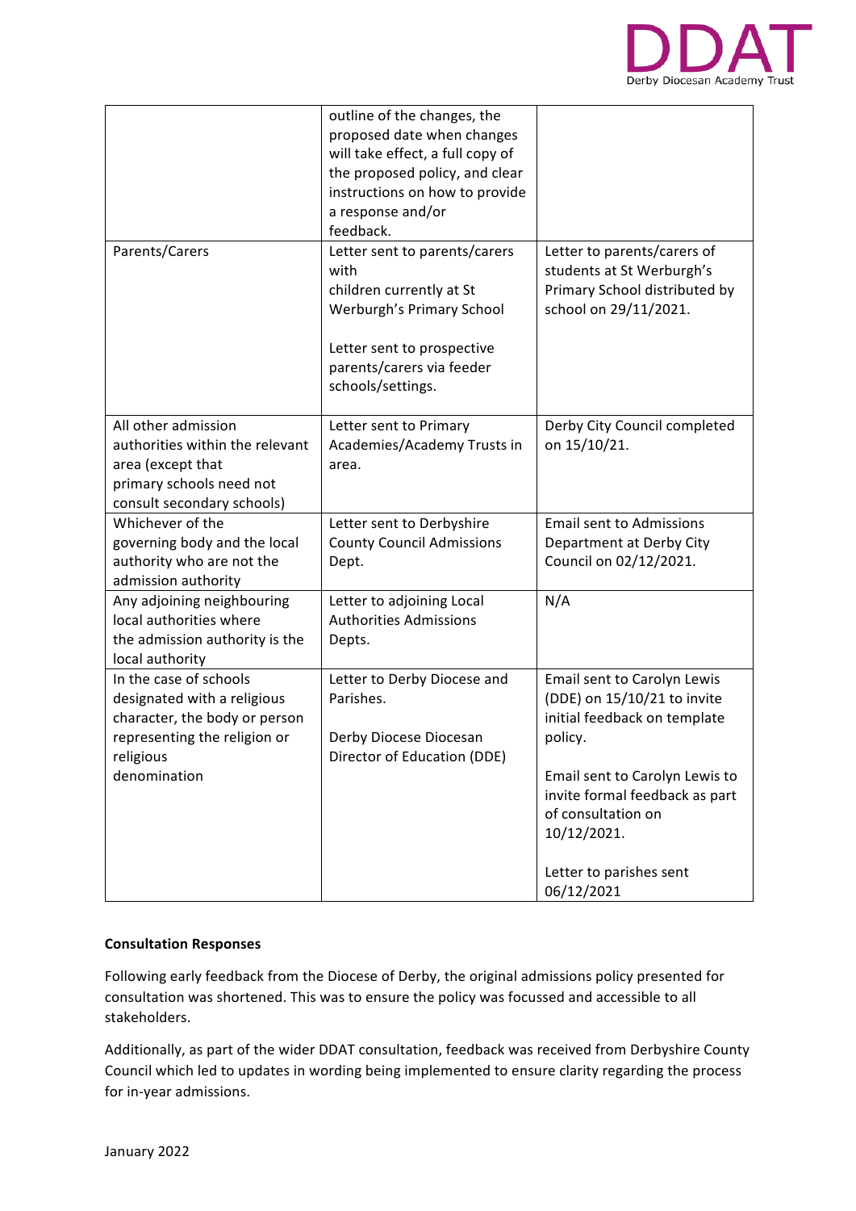| | | |
|---|---|---|
| | outline of the changes, the proposed date when changes will take effect, a full copy of the proposed policy, and clear instructions on how to provide a response and/or feedback. | |
| Parents/Carers | Letter sent to parents/carers with children currently at St Werburgh's Primary School<br><br>Letter sent to prospective parents/carers via feeder schools/settings. | Letter to parents/carers of students at St Werburgh's Primary School distributed by school on 29/11/2021. |
| All other admission authorities within the relevant area (except that primary schools need not consult secondary schools) | Letter sent to Primary Academies/Academy Trusts in area. | Derby City Council completed on 15/10/21. |
| Whichever of the governing body and the local authority who are not the admission authority | Letter sent to Derbyshire County Council Admissions Dept. | Email sent to Admissions Department at Derby City Council on 02/12/2021. |
| Any adjoining neighbouring local authorities where the admission authority is the local authority | Letter to adjoining Local Authorities Admissions Depts. | N/A |
| In the case of schools designated with a religious character, the body or person representing the religion or religious denomination | Letter to Derby Diocese and Parishes.<br><br>Derby Diocese Diocesan Director of Education (DDE) | Email sent to Carolyn Lewis (DDE) on 15/10/21 to invite initial feedback on template policy.<br><br>Email sent to Carolyn Lewis to invite formal feedback as part of consultation on 10/12/2021.<br><br>Letter to parishes sent 06/12/2021 |

**Consultation Responses**

Following early feedback from the Diocese of Derby, the original admissions policy presented for consultation was shortened. This was to ensure the policy was focussed and accessible to all stakeholders.

Additionally, as part of the wider DDAT consultation, feedback was received from Derbyshire County Council which led to updates in wording being implemented to ensure clarity regarding the process for in-year admissions.

January 2022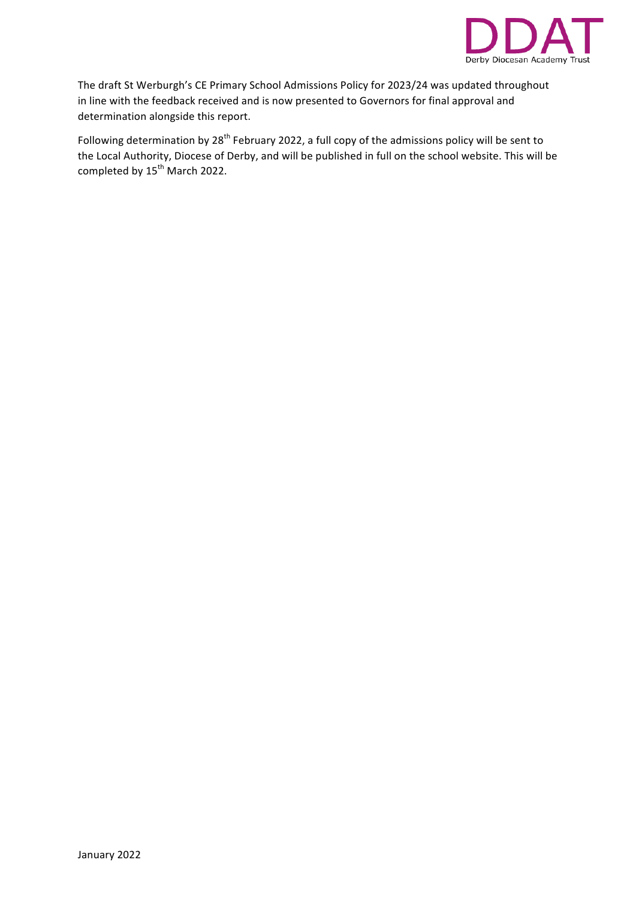The draft St Werburgh's CE Primary School Admissions Policy for 2023/24 was updated throughout in line with the feedback received and is now presented to Governors for final approval and determination alongside this report.

Following determination by 28th February 2022, a full copy of the admissions policy will be sent to the Local Authority, Diocese of Derby, and will be published in full on the school website. This will be completed by 15th March 2022.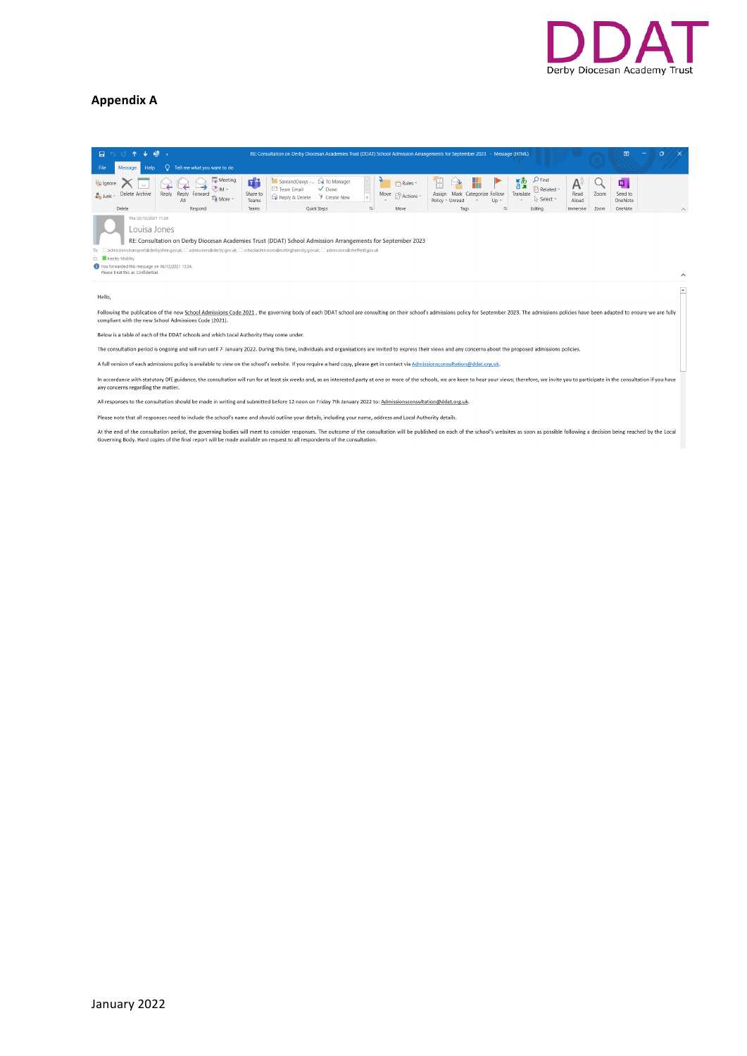## Appendix A

RE: Consultation on Derby Diocesan Academies Trust (DDAT) School Admission Arrangements for September 2023 - Message (HTML)

Thu 02/12/2021 11:26

Louisa Jones

RE: Consultation on Derby Diocesan Academies Trust (DDAT) School Admission Arrangements for September 2023

To: admissionstransport@derbyshire.gov.uk; admissions@derby.gov.uk; schooladmissions@nottinghamcity.gov.uk; admissions@sheffield.gov.uk

Cc: Keeley Mobley

You forwarded this message on 06/12/2021 12:24.
Please treat this as Confidential.

Hello,

Following the publication of the new School Admissions Code 2021, the governing body of each DDAT school are consulting on their school's admissions policy for September 2023. The admissions policies have been adapted to ensure we are fully compliant with the new School Admissions Code (2021).

Below is a table of each of the DDAT schools and which Local Authority they come under.

The consultation period is ongoing and will run until 7th January 2022. During this time, individuals and organisations are invited to express their views and any concerns about the proposed admissions policies.

A full version of each admissions policy is available to view on the school's website. If you require a hard copy, please get in contact via Admissionsconsultation@ddat.org.uk.

In accordance with statutory DfE guidance, the consultation will run for at least six weeks and, as an interested party at one or more of the schools, we are keen to hear your views; therefore, we invite you to participate in the consultation if you have any concerns regarding the matter.

All responses to the consultation should be made in writing and submitted before 12 noon on Friday 7th January 2022 to: Admissionsconsultation@ddat.org.uk.

Please note that all responses need to include the school's name and should outline your details, including your name, address and Local Authority details.

At the end of the consultation period, the governing bodies will meet to consider responses. The outcome of the consultation will be published on each of the school's websites as soon as possible following a decision being reached by the Local Governing Body. Hard copies of the final report will be made available on request to all respondents of the consultation.

January 2022